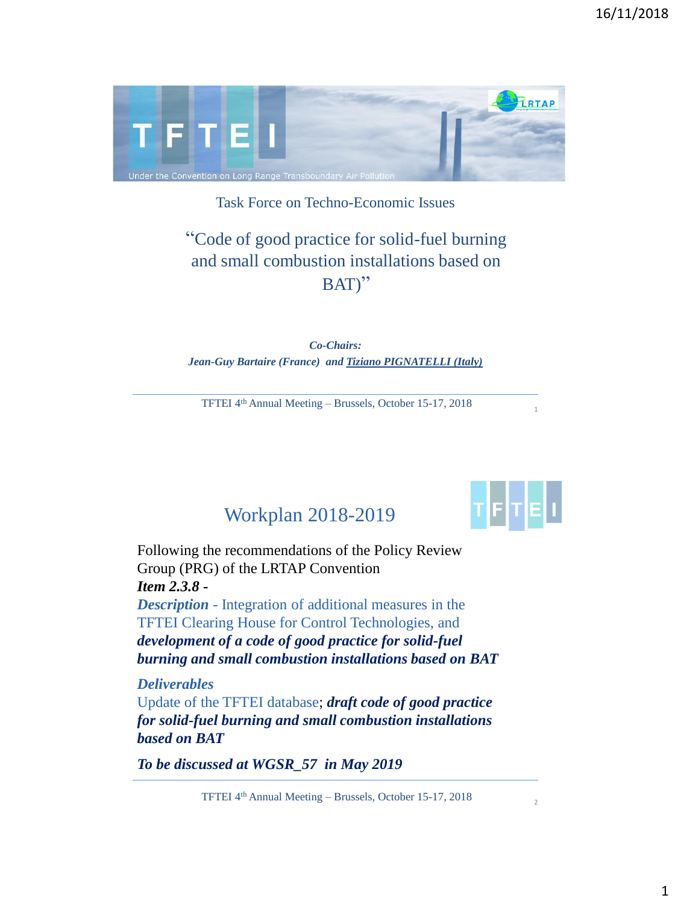Task Force on Techno-Economic Issues

# "Code of good practice for solid-fuel burning and small combustion installations based on BAT)"

***Co-Chairs:***
***Jean-Guy Bartaire (France) and Tiziano PIGNATELLI (Italy)***

TFTEI 4th Annual Meeting – Brussels, October 15-17, 2018

## Workplan 2018-2019

Following the recommendations of the Policy Review Group (PRG) of the LRTAP Convention

***Item 2.3.8 -***

***Description*** - Integration of additional measures in the TFTEI Clearing House for Control Technologies, and ***development of a code of good practice for solid-fuel burning and small combustion installations based on BAT***

***Deliverables***

Update of the TFTEI database; ***draft code of good practice for solid-fuel burning and small combustion installations based on BAT***

***To be discussed at WGSR_57 in May 2019***

TFTEI 4th Annual Meeting – Brussels, October 15-17, 2018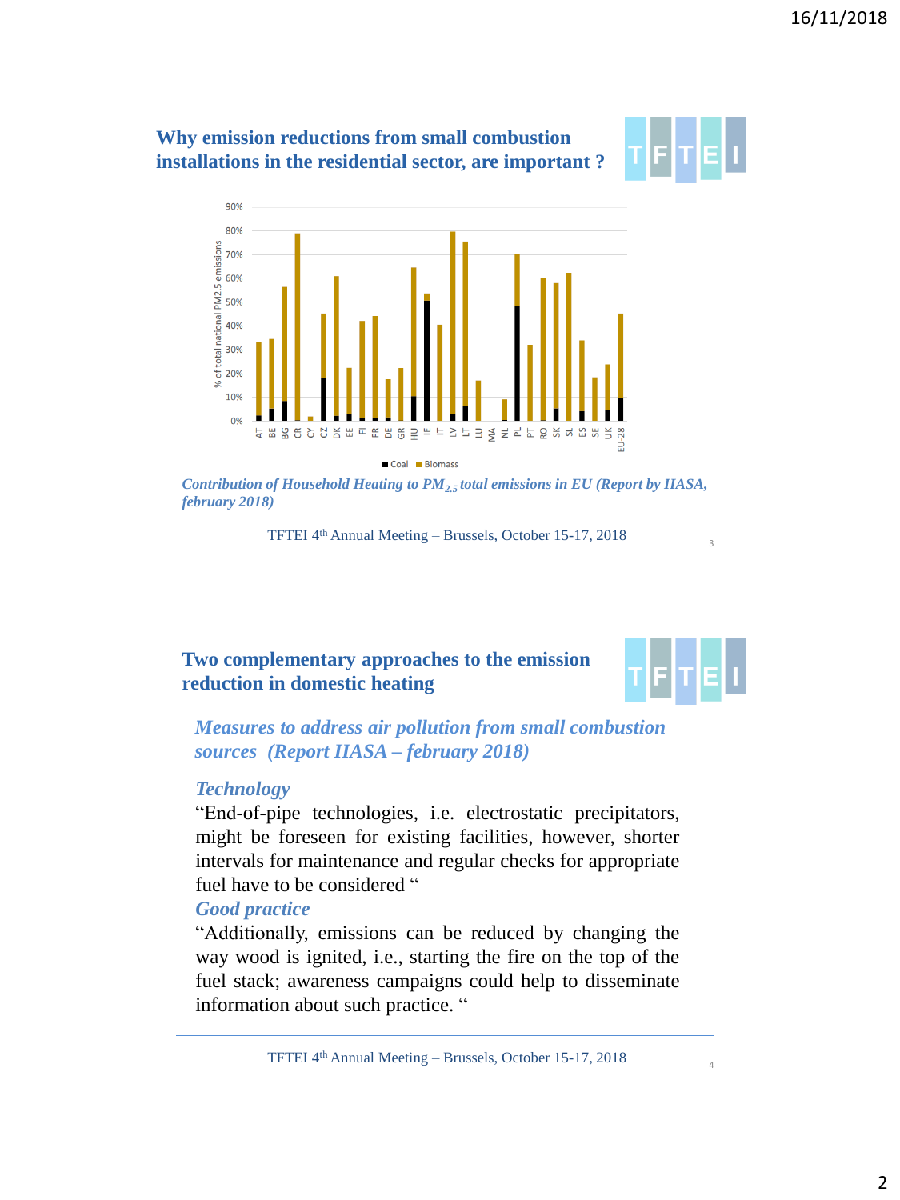## Why emission reductions from small combustion installations in the residential sector, are important ?

*Contribution of Household Heating to $PM_{2.5}$ total emissions in EU (Report by IIASA, february 2018)*

TFTEI 4th Annual Meeting – Brussels, October 15-17, 2018

## Two complementary approaches to the emission reduction in domestic heating

***Measures to address air pollution from small combustion sources (Report IIASA – february 2018)***

***Technology***

“End-of-pipe technologies, i.e. electrostatic precipitators, might be foreseen for existing facilities, however, shorter intervals for maintenance and regular checks for appropriate fuel have to be considered “

***Good practice***

“Additionally, emissions can be reduced by changing the way wood is ignited, i.e., starting the fire on the top of the fuel stack; awareness campaigns could help to disseminate information about such practice. “

TFTEI 4th Annual Meeting – Brussels, October 15-17, 2018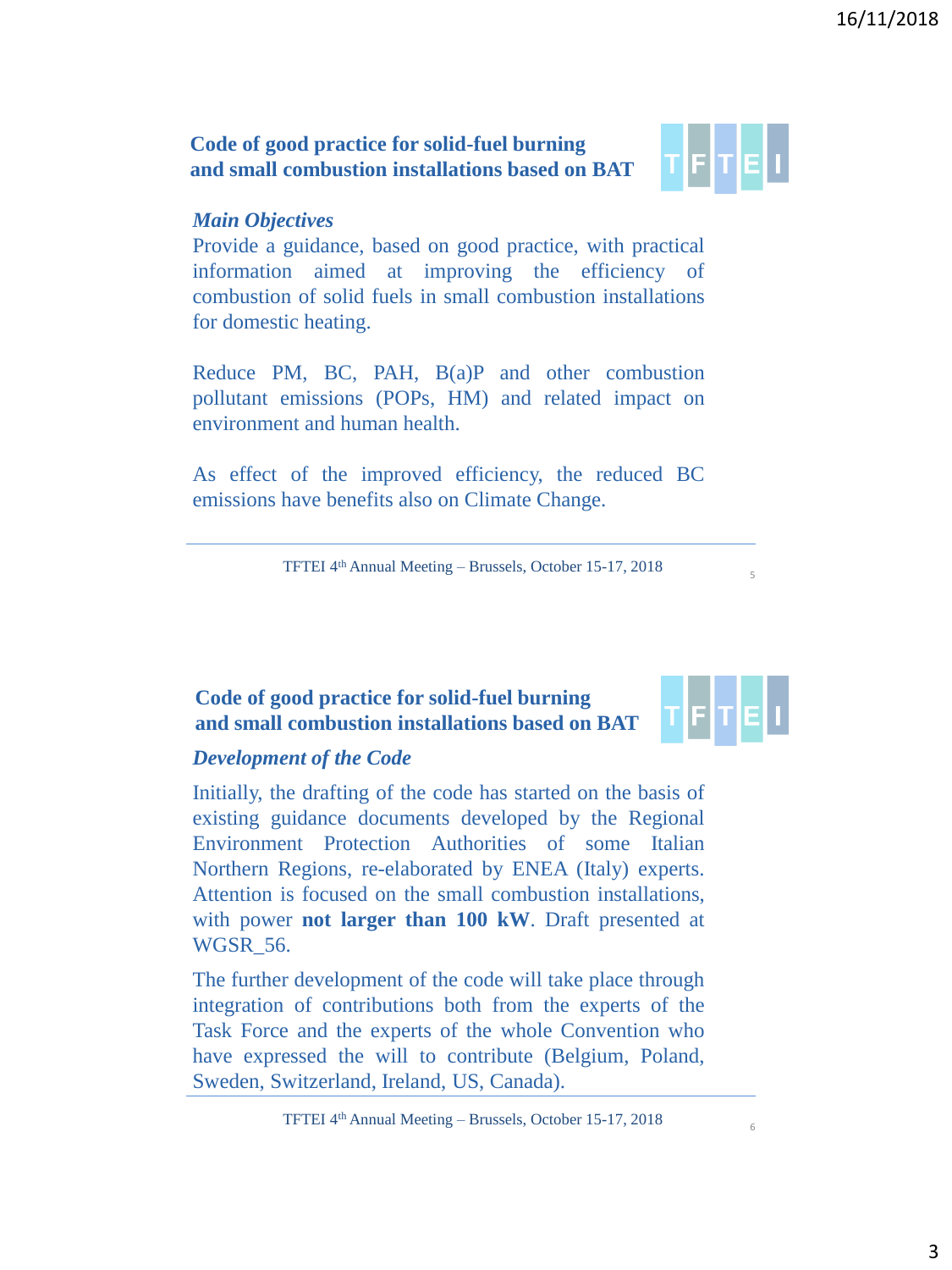## Code of good practice for solid-fuel burning and small combustion installations based on BAT

### *Main Objectives*

Provide a guidance, based on good practice, with practical information aimed at improving the efficiency of combustion of solid fuels in small combustion installations for domestic heating.

Reduce PM, BC, PAH, B(a)P and other combustion pollutant emissions (POPs, HM) and related impact on environment and human health.

As effect of the improved efficiency, the reduced BC emissions have benefits also on Climate Change.

## Code of good practice for solid-fuel burning and small combustion installations based on BAT

### *Development of the Code*

Initially, the drafting of the code has started on the basis of existing guidance documents developed by the Regional Environment Protection Authorities of some Italian Northern Regions, re-elaborated by ENEA (Italy) experts. Attention is focused on the small combustion installations, with power **not larger than 100 kW**. Draft presented at WGSR_56.

The further development of the code will take place through integration of contributions both from the experts of the Task Force and the experts of the whole Convention who have expressed the will to contribute (Belgium, Poland, Sweden, Switzerland, Ireland, US, Canada).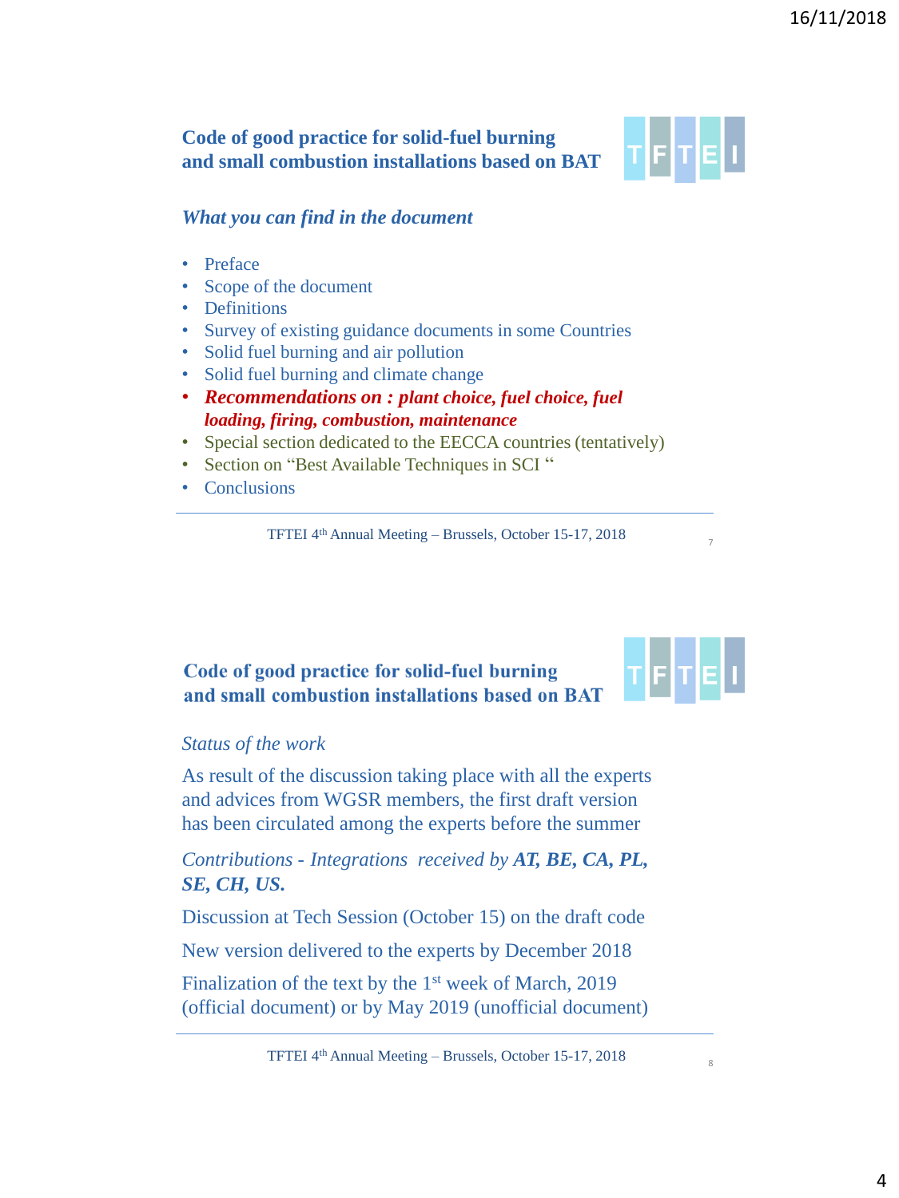## Code of good practice for solid-fuel burning and small combustion installations based on BAT

*What you can find in the document*

- Preface
- Scope of the document
- Definitions
- Survey of existing guidance documents in some Countries
- Solid fuel burning and air pollution
- Solid fuel burning and climate change
- ***Recommendations on : plant choice, fuel choice, fuel loading, firing, combustion, maintenance***
- Special section dedicated to the EECCA countries (tentatively)
- Section on "Best Available Techniques in SCI "
- Conclusions

TFTEI 4th Annual Meeting – Brussels, October 15-17, 2018

## Code of good practice for solid-fuel burning and small combustion installations based on BAT

*Status of the work*

As result of the discussion taking place with all the experts and advices from WGSR members, the first draft version has been circulated among the experts before the summer

*Contributions - Integrations received by* ***AT, BE, CA, PL, SE, CH, US.***

Discussion at Tech Session (October 15) on the draft code

New version delivered to the experts by December 2018

Finalization of the text by the 1st week of March, 2019 (official document) or by May 2019 (unofficial document)

TFTEI 4th Annual Meeting – Brussels, October 15-17, 2018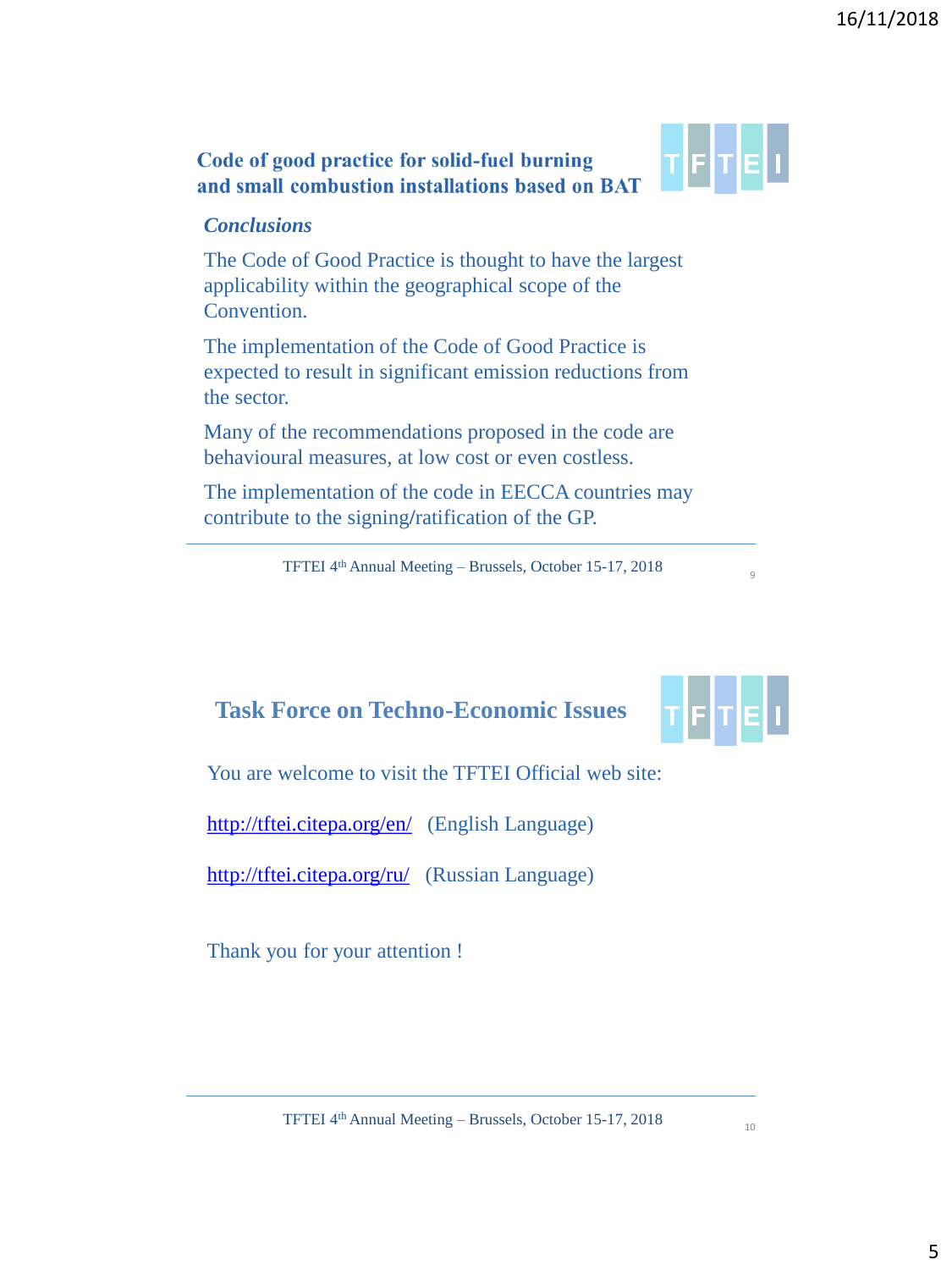## Code of good practice for solid-fuel burning and small combustion installations based on BAT

***Conclusions***

The Code of Good Practice is thought to have the largest applicability within the geographical scope of the Convention.

The implementation of the Code of Good Practice is expected to result in significant emission reductions from the sector.

Many of the recommendations proposed in the code are behavioural measures, at low cost or even costless.

The implementation of the code in EECCA countries may contribute to the signing/ratification of the GP.

## Task Force on Techno-Economic Issues

You are welcome to visit the TFTEI Official web site:

http://tftei.citepa.org/en/ (English Language)

http://tftei.citepa.org/ru/ (Russian Language)

Thank you for your attention !